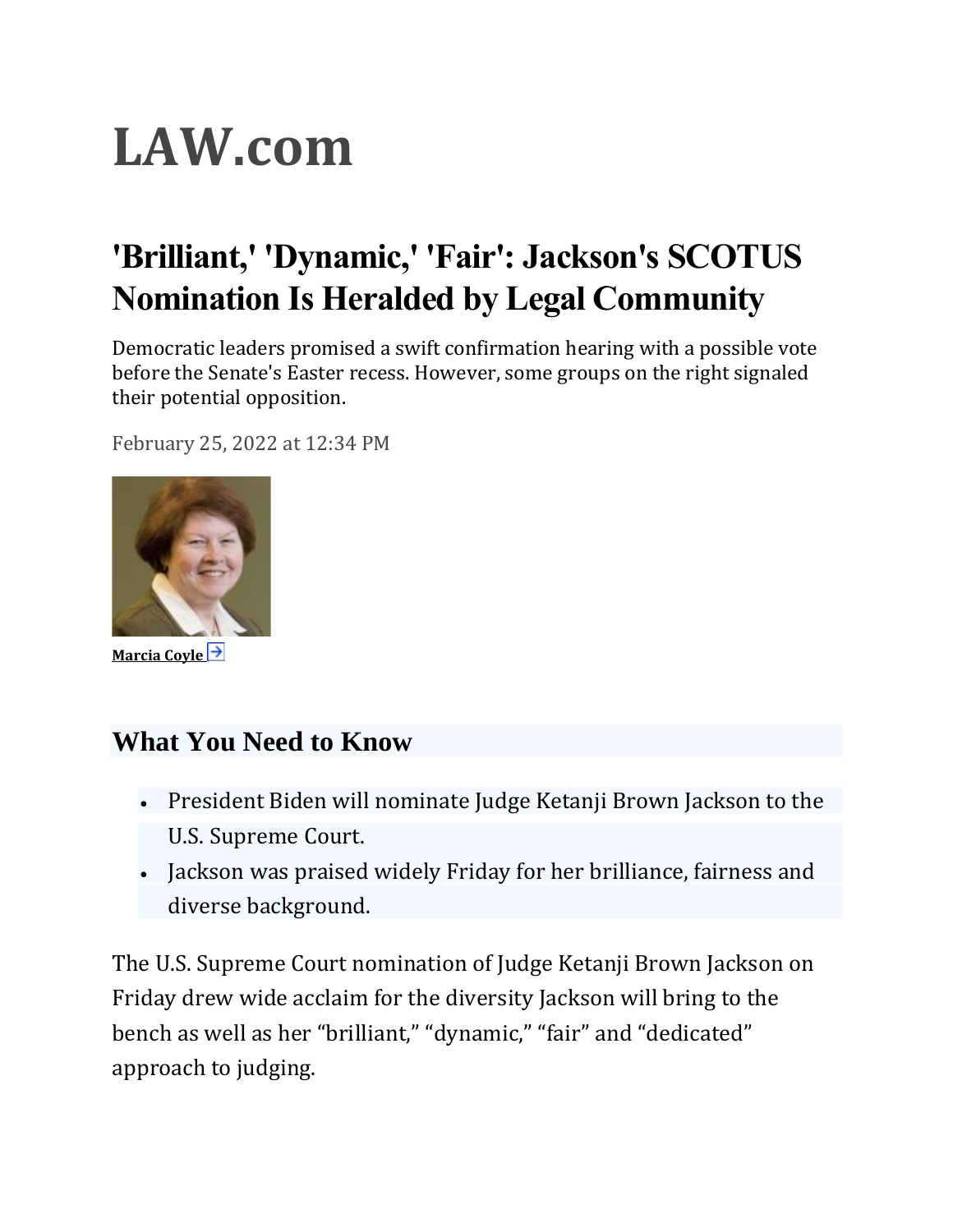# LAW.com

## 'Brilliant,' 'Dynamic,' 'Fair': Jackson's SCOTUS Nomination Is Heralded by Legal Community

Democratic leaders promised a swift confirmation hearing with a possible vote before the Senate's Easter recess. However, some groups on the right signaled their potential opposition.

February 25, 2022 at 12:34 PM

**Marcia Coyle**

### What You Need to Know

- President Biden will nominate Judge Ketanji Brown Jackson to the U.S. Supreme Court.
- Jackson was praised widely Friday for her brilliance, fairness and diverse background.

The U.S. Supreme Court nomination of Judge Ketanji Brown Jackson on Friday drew wide acclaim for the diversity Jackson will bring to the bench as well as her "brilliant," "dynamic," "fair" and "dedicated" approach to judging.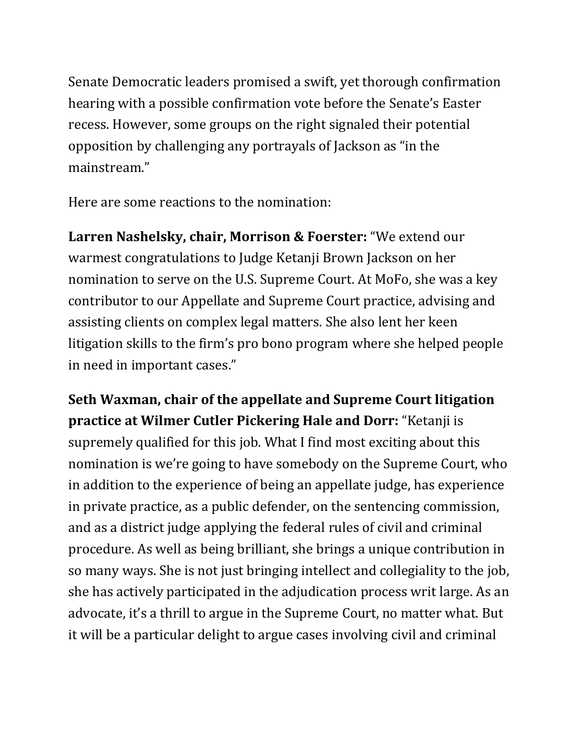Senate Democratic leaders promised a swift, yet thorough confirmation hearing with a possible confirmation vote before the Senate's Easter recess. However, some groups on the right signaled their potential opposition by challenging any portrayals of Jackson as "in the mainstream."

Here are some reactions to the nomination:

**Larren Nashelsky, chair, Morrison & Foerster:** "We extend our warmest congratulations to Judge Ketanji Brown Jackson on her nomination to serve on the U.S. Supreme Court. At MoFo, she was a key contributor to our Appellate and Supreme Court practice, advising and assisting clients on complex legal matters. She also lent her keen litigation skills to the firm's pro bono program where she helped people in need in important cases."

**Seth Waxman, chair of the appellate and Supreme Court litigation practice at Wilmer Cutler Pickering Hale and Dorr:** "Ketanji is supremely qualified for this job. What I find most exciting about this nomination is we're going to have somebody on the Supreme Court, who in addition to the experience of being an appellate judge, has experience in private practice, as a public defender, on the sentencing commission, and as a district judge applying the federal rules of civil and criminal procedure. As well as being brilliant, she brings a unique contribution in so many ways. She is not just bringing intellect and collegiality to the job, she has actively participated in the adjudication process writ large. As an advocate, it's a thrill to argue in the Supreme Court, no matter what. But it will be a particular delight to argue cases involving civil and criminal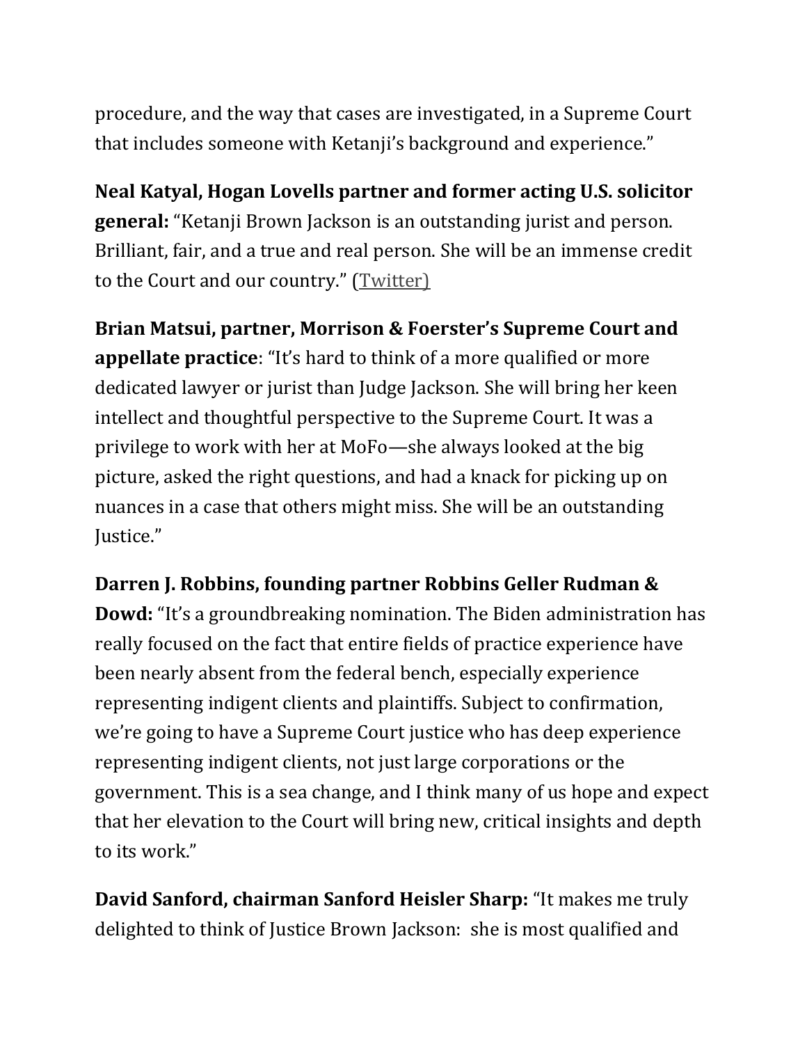procedure, and the way that cases are investigated, in a Supreme Court that includes someone with Ketanji's background and experience."

**Neal Katyal, Hogan Lovells partner and former acting U.S. solicitor general:** "Ketanji Brown Jackson is an outstanding jurist and person. Brilliant, fair, and a true and real person. She will be an immense credit to the Court and our country." (Twitter)

**Brian Matsui, partner, Morrison & Foerster's Supreme Court and appellate practice**: "It's hard to think of a more qualified or more dedicated lawyer or jurist than Judge Jackson. She will bring her keen intellect and thoughtful perspective to the Supreme Court. It was a privilege to work with her at MoFo—she always looked at the big picture, asked the right questions, and had a knack for picking up on nuances in a case that others might miss. She will be an outstanding Justice."

**Darren J. Robbins, founding partner Robbins Geller Rudman & Dowd:** "It's a groundbreaking nomination. The Biden administration has really focused on the fact that entire fields of practice experience have been nearly absent from the federal bench, especially experience representing indigent clients and plaintiffs. Subject to confirmation, we're going to have a Supreme Court justice who has deep experience representing indigent clients, not just large corporations or the government. This is a sea change, and I think many of us hope and expect that her elevation to the Court will bring new, critical insights and depth to its work."

**David Sanford, chairman Sanford Heisler Sharp:** "It makes me truly delighted to think of Justice Brown Jackson: she is most qualified and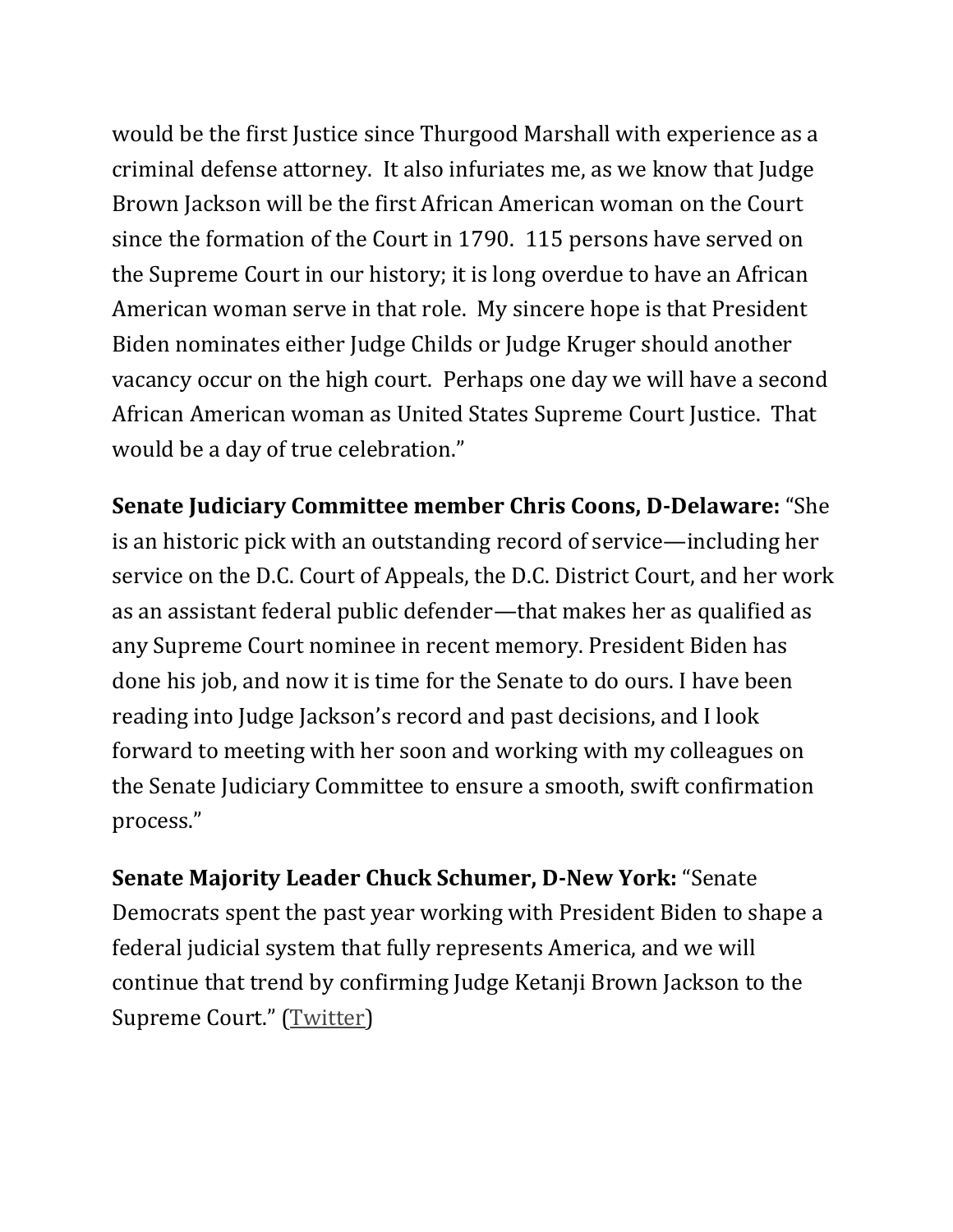would be the first Justice since Thurgood Marshall with experience as a criminal defense attorney. It also infuriates me, as we know that Judge Brown Jackson will be the first African American woman on the Court since the formation of the Court in 1790. 115 persons have served on the Supreme Court in our history; it is long overdue to have an African American woman serve in that role. My sincere hope is that President Biden nominates either Judge Childs or Judge Kruger should another vacancy occur on the high court. Perhaps one day we will have a second African American woman as United States Supreme Court Justice. That would be a day of true celebration."

**Senate Judiciary Committee member Chris Coons, D-Delaware:** "She is an historic pick with an outstanding record of service—including her service on the D.C. Court of Appeals, the D.C. District Court, and her work as an assistant federal public defender—that makes her as qualified as any Supreme Court nominee in recent memory. President Biden has done his job, and now it is time for the Senate to do ours. I have been reading into Judge Jackson's record and past decisions, and I look forward to meeting with her soon and working with my colleagues on the Senate Judiciary Committee to ensure a smooth, swift confirmation process."

**Senate Majority Leader Chuck Schumer, D-New York:** "Senate Democrats spent the past year working with President Biden to shape a federal judicial system that fully represents America, and we will continue that trend by confirming Judge Ketanji Brown Jackson to the Supreme Court." (Twitter)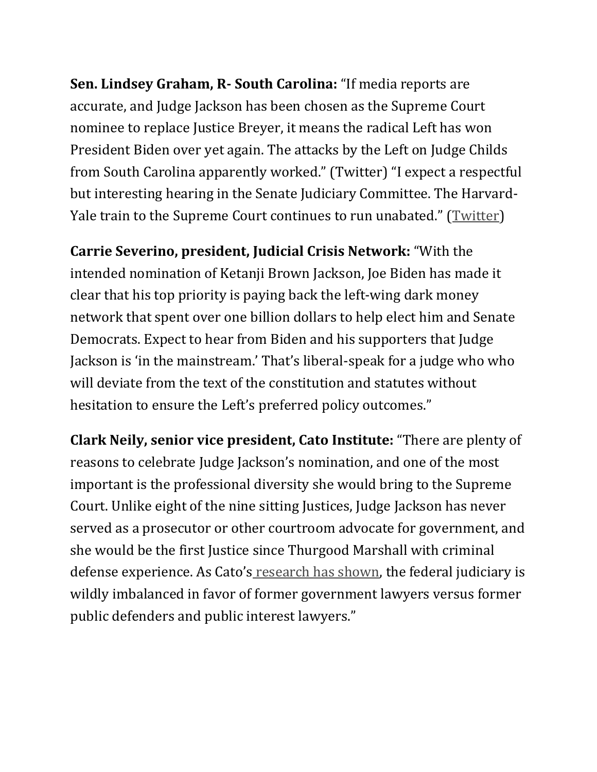**Sen. Lindsey Graham, R- South Carolina:** "If media reports are accurate, and Judge Jackson has been chosen as the Supreme Court nominee to replace Justice Breyer, it means the radical Left has won President Biden over yet again. The attacks by the Left on Judge Childs from South Carolina apparently worked." (Twitter) "I expect a respectful but interesting hearing in the Senate Judiciary Committee. The Harvard-Yale train to the Supreme Court continues to run unabated." (Twitter)

**Carrie Severino, president, Judicial Crisis Network:** "With the intended nomination of Ketanji Brown Jackson, Joe Biden has made it clear that his top priority is paying back the left-wing dark money network that spent over one billion dollars to help elect him and Senate Democrats. Expect to hear from Biden and his supporters that Judge Jackson is 'in the mainstream.' That's liberal-speak for a judge who who will deviate from the text of the constitution and statutes without hesitation to ensure the Left's preferred policy outcomes."

**Clark Neily, senior vice president, Cato Institute:** "There are plenty of reasons to celebrate Judge Jackson's nomination, and one of the most important is the professional diversity she would bring to the Supreme Court. Unlike eight of the nine sitting Justices, Judge Jackson has never served as a prosecutor or other courtroom advocate for government, and she would be the first Justice since Thurgood Marshall with criminal defense experience. As Cato's research has shown, the federal judiciary is wildly imbalanced in favor of former government lawyers versus former public defenders and public interest lawyers."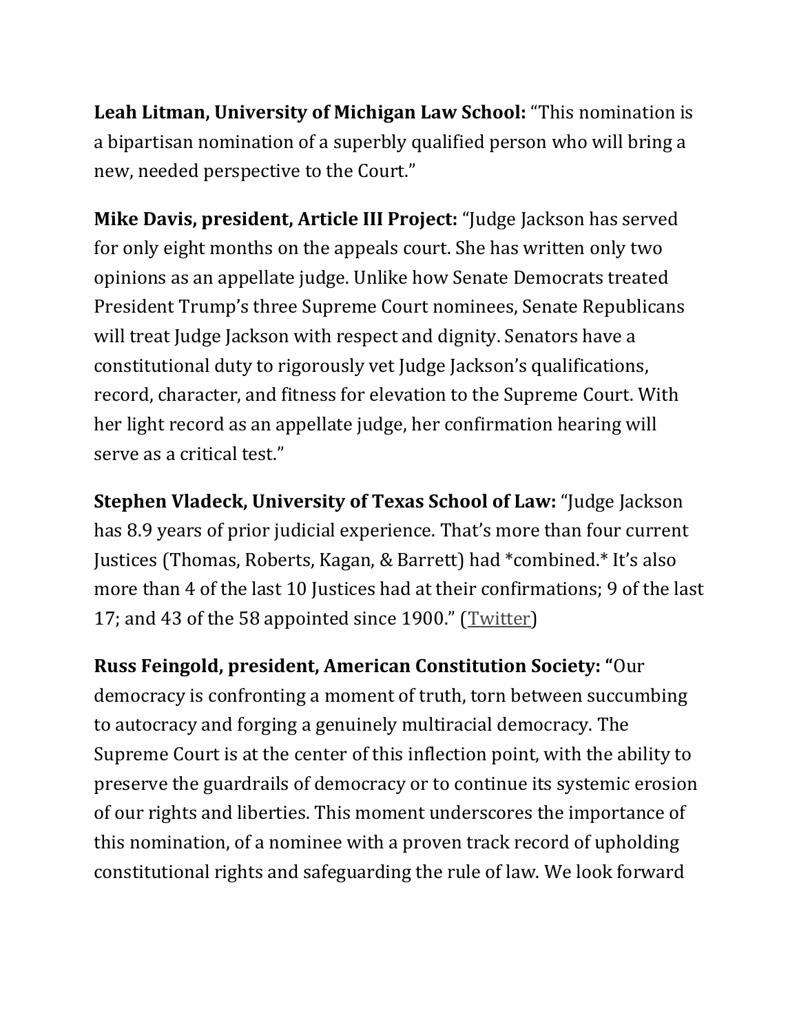**Leah Litman, University of Michigan Law School:** "This nomination is a bipartisan nomination of a superbly qualified person who will bring a new, needed perspective to the Court."

**Mike Davis, president, Article III Project:** "Judge Jackson has served for only eight months on the appeals court. She has written only two opinions as an appellate judge. Unlike how Senate Democrats treated President Trump's three Supreme Court nominees, Senate Republicans will treat Judge Jackson with respect and dignity. Senators have a constitutional duty to rigorously vet Judge Jackson's qualifications, record, character, and fitness for elevation to the Supreme Court. With her light record as an appellate judge, her confirmation hearing will serve as a critical test."

**Stephen Vladeck, University of Texas School of Law:** "Judge Jackson has 8.9 years of prior judicial experience. That's more than four current Justices (Thomas, Roberts, Kagan, & Barrett) had *combined.* It's also more than 4 of the last 10 Justices had at their confirmations; 9 of the last 17; and 43 of the 58 appointed since 1900." (Twitter)

**Russ Feingold, president, American Constitution Society: "**Our democracy is confronting a moment of truth, torn between succumbing to autocracy and forging a genuinely multiracial democracy. The Supreme Court is at the center of this inflection point, with the ability to preserve the guardrails of democracy or to continue its systemic erosion of our rights and liberties. This moment underscores the importance of this nomination, of a nominee with a proven track record of upholding constitutional rights and safeguarding the rule of law. We look forward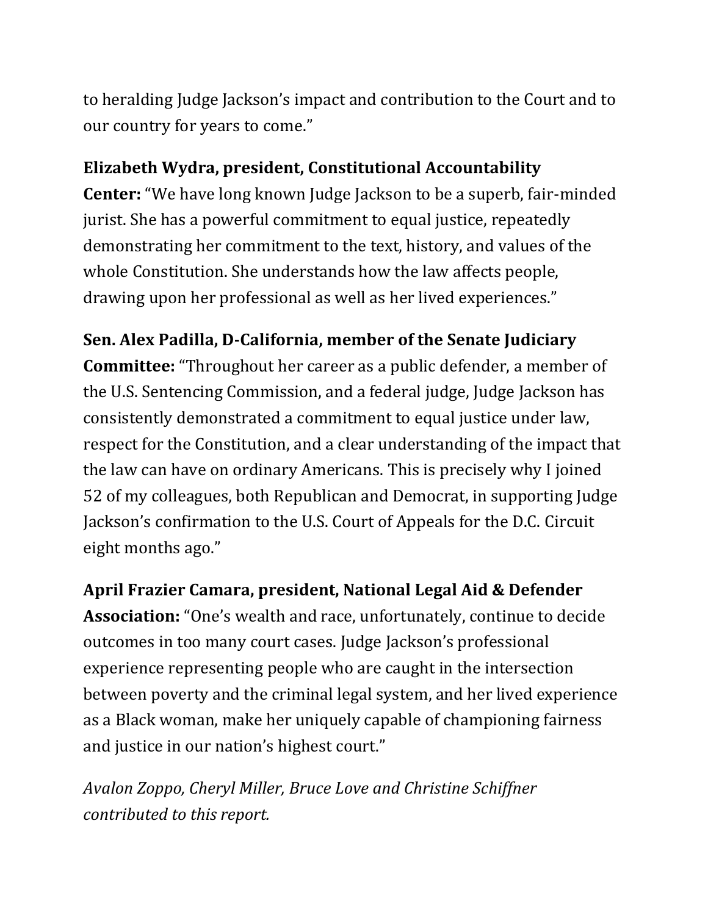to heralding Judge Jackson's impact and contribution to the Court and to our country for years to come."

**Elizabeth Wydra, president, Constitutional Accountability Center:** "We have long known Judge Jackson to be a superb, fair-minded jurist. She has a powerful commitment to equal justice, repeatedly demonstrating her commitment to the text, history, and values of the whole Constitution. She understands how the law affects people, drawing upon her professional as well as her lived experiences."

**Sen. Alex Padilla, D-California, member of the Senate Judiciary Committee:** "Throughout her career as a public defender, a member of the U.S. Sentencing Commission, and a federal judge, Judge Jackson has consistently demonstrated a commitment to equal justice under law, respect for the Constitution, and a clear understanding of the impact that the law can have on ordinary Americans. This is precisely why I joined 52 of my colleagues, both Republican and Democrat, in supporting Judge Jackson's confirmation to the U.S. Court of Appeals for the D.C. Circuit eight months ago."

**April Frazier Camara, president, National Legal Aid & Defender Association:** "One's wealth and race, unfortunately, continue to decide outcomes in too many court cases. Judge Jackson's professional experience representing people who are caught in the intersection between poverty and the criminal legal system, and her lived experience as a Black woman, make her uniquely capable of championing fairness and justice in our nation's highest court."

*Avalon Zoppo, Cheryl Miller, Bruce Love and Christine Schiffner contributed to this report.*